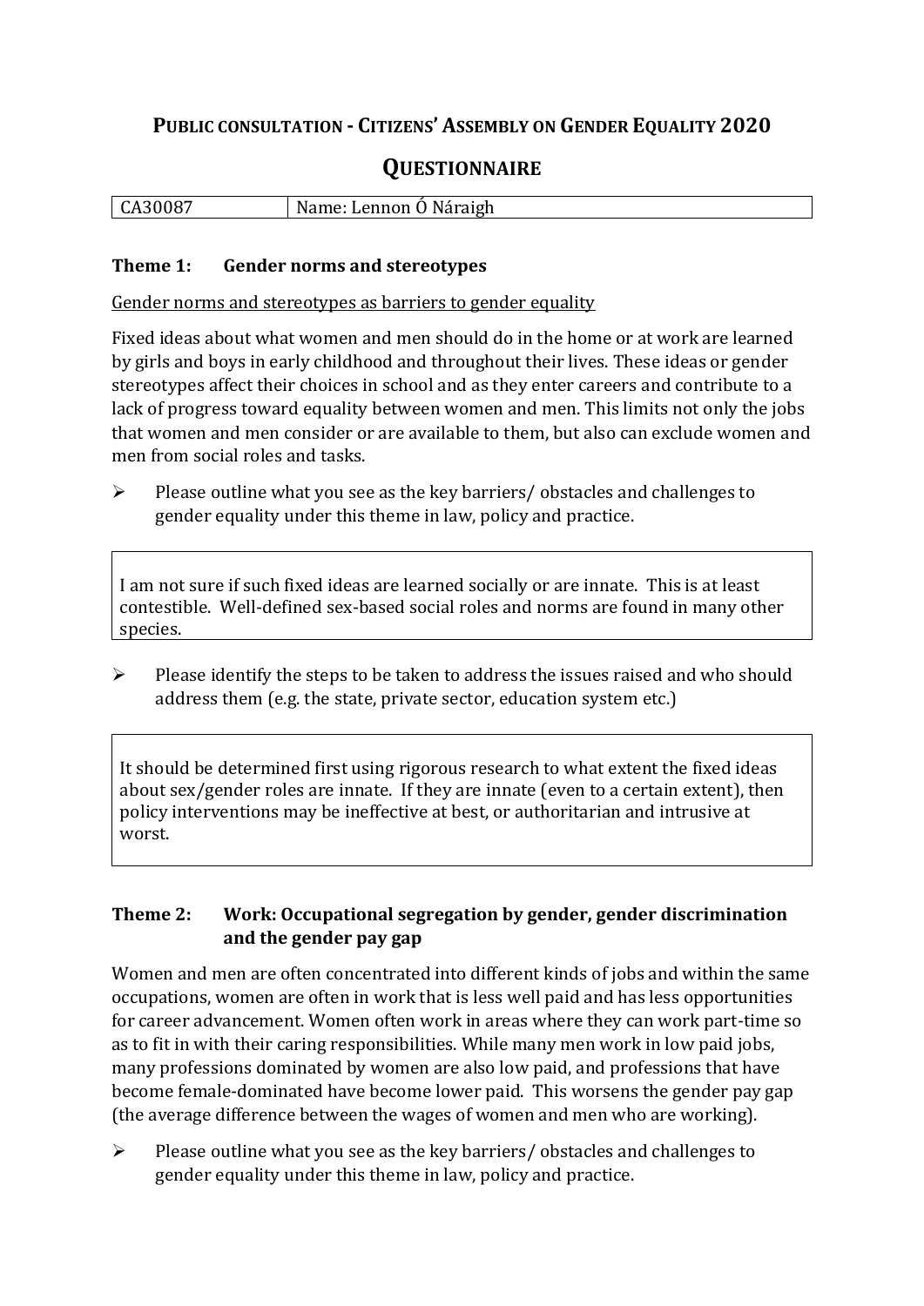# PUBLIC CONSULTATION - CITIZENS' ASSEMBLY ON GENDER EQUALITY 2020

## QUESTIONNAIRE

| CA30087 | Name: Lennon Ó Náraigh |
|---|---|

### Theme 1: Gender norms and stereotypes

<u>Gender norms and stereotypes as barriers to gender equality</u>

Fixed ideas about what women and men should do in the home or at work are learned by girls and boys in early childhood and throughout their lives. These ideas or gender stereotypes affect their choices in school and as they enter careers and contribute to a lack of progress toward equality between women and men. This limits not only the jobs that women and men consider or are available to them, but also can exclude women and men from social roles and tasks.

- Please outline what you see as the key barriers/ obstacles and challenges to gender equality under this theme in law, policy and practice.

I am not sure if such fixed ideas are learned socially or are innate. This is at least contestible. Well-defined sex-based social roles and norms are found in many other species.

- Please identify the steps to be taken to address the issues raised and who should address them (e.g. the state, private sector, education system etc.)

It should be determined first using rigorous research to what extent the fixed ideas about sex/gender roles are innate. If they are innate (even to a certain extent), then policy interventions may be ineffective at best, or authoritarian and intrusive at worst.

### Theme 2: Work: Occupational segregation by gender, gender discrimination and the gender pay gap

Women and men are often concentrated into different kinds of jobs and within the same occupations, women are often in work that is less well paid and has less opportunities for career advancement. Women often work in areas where they can work part-time so as to fit in with their caring responsibilities. While many men work in low paid jobs, many professions dominated by women are also low paid, and professions that have become female-dominated have become lower paid. This worsens the gender pay gap (the average difference between the wages of women and men who are working).

- Please outline what you see as the key barriers/ obstacles and challenges to gender equality under this theme in law, policy and practice.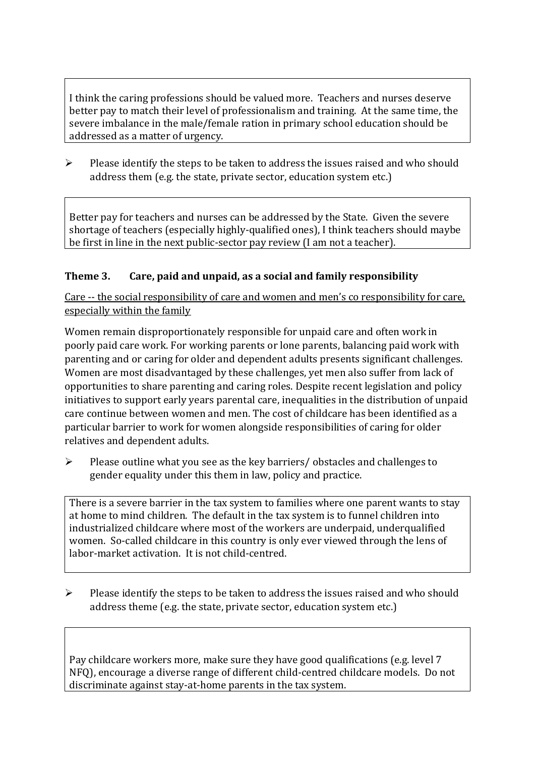I think the caring professions should be valued more. Teachers and nurses deserve better pay to match their level of professionalism and training. At the same time, the severe imbalance in the male/female ration in primary school education should be addressed as a matter of urgency.

- Please identify the steps to be taken to address the issues raised and who should address them (e.g. the state, private sector, education system etc.)

Better pay for teachers and nurses can be addressed by the State. Given the severe shortage of teachers (especially highly-qualified ones), I think teachers should maybe be first in line in the next public-sector pay review (I am not a teacher).

### Theme 3. Care, paid and unpaid, as a social and family responsibility

Care -- the social responsibility of care and women and men's co responsibility for care, especially within the family

Women remain disproportionately responsible for unpaid care and often work in poorly paid care work. For working parents or lone parents, balancing paid work with parenting and or caring for older and dependent adults presents significant challenges. Women are most disadvantaged by these challenges, yet men also suffer from lack of opportunities to share parenting and caring roles. Despite recent legislation and policy initiatives to support early years parental care, inequalities in the distribution of unpaid care continue between women and men. The cost of childcare has been identified as a particular barrier to work for women alongside responsibilities of caring for older relatives and dependent adults.

- Please outline what you see as the key barriers/ obstacles and challenges to gender equality under this them in law, policy and practice.

There is a severe barrier in the tax system to families where one parent wants to stay at home to mind children. The default in the tax system is to funnel children into industrialized childcare where most of the workers are underpaid, underqualified women. So-called childcare in this country is only ever viewed through the lens of labor-market activation. It is not child-centred.

- Please identify the steps to be taken to address the issues raised and who should address theme (e.g. the state, private sector, education system etc.)

Pay childcare workers more, make sure they have good qualifications (e.g. level 7 NFQ), encourage a diverse range of different child-centred childcare models. Do not discriminate against stay-at-home parents in the tax system.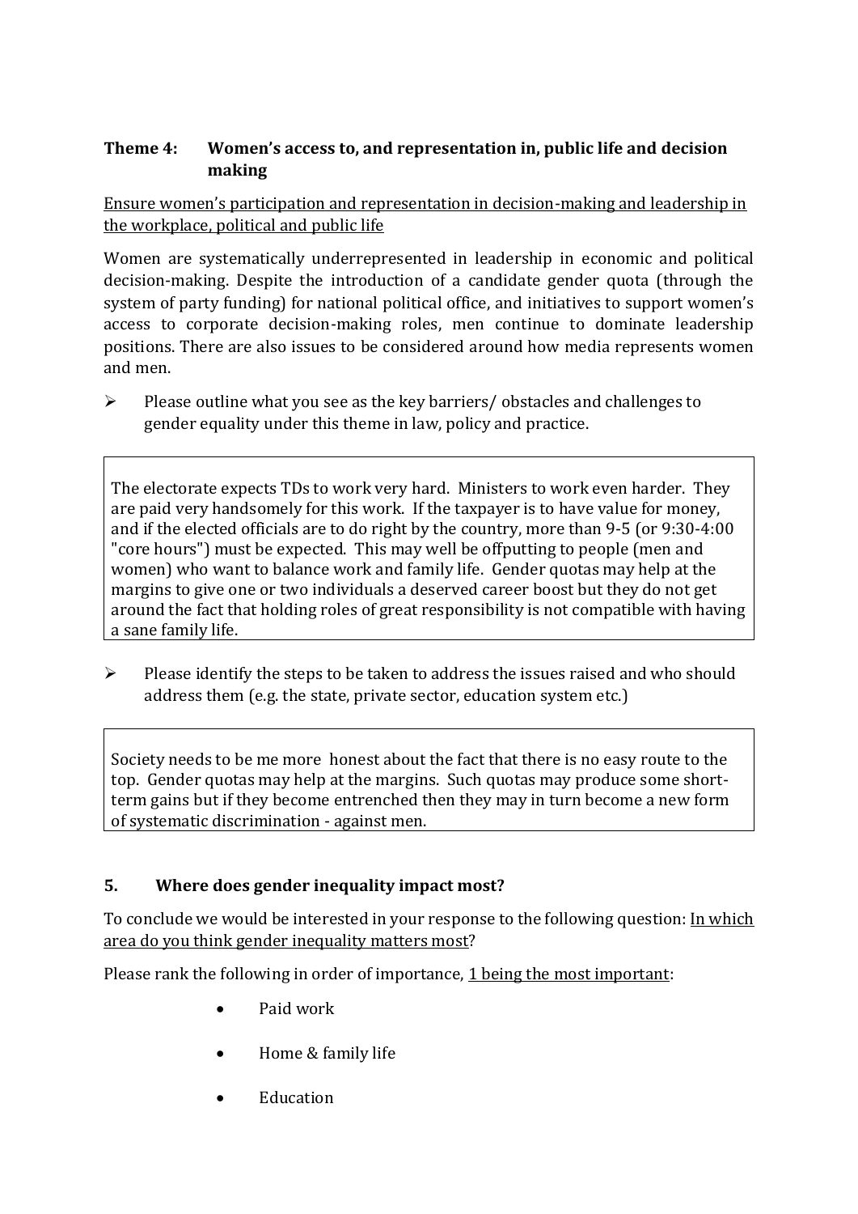## Theme 4: Women's access to, and representation in, public life and decision making

Ensure women's participation and representation in decision-making and leadership in the workplace, political and public life

Women are systematically underrepresented in leadership in economic and political decision-making. Despite the introduction of a candidate gender quota (through the system of party funding) for national political office, and initiatives to support women's access to corporate decision-making roles, men continue to dominate leadership positions. There are also issues to be considered around how media represents women and men.

- Please outline what you see as the key barriers/ obstacles and challenges to gender equality under this theme in law, policy and practice.

> The electorate expects TDs to work very hard. Ministers to work even harder. They are paid very handsomely for this work. If the taxpayer is to have value for money, and if the elected officials are to do right by the country, more than 9-5 (or 9:30-4:00 "core hours") must be expected. This may well be offputting to people (men and women) who want to balance work and family life. Gender quotas may help at the margins to give one or two individuals a deserved career boost but they do not get around the fact that holding roles of great responsibility is not compatible with having a sane family life.

- Please identify the steps to be taken to address the issues raised and who should address them (e.g. the state, private sector, education system etc.)

> Society needs to be me more honest about the fact that there is no easy route to the top. Gender quotas may help at the margins. Such quotas may produce some short-term gains but if they become entrenched then they may in turn become a new form of systematic discrimination - against men.

## 5. Where does gender inequality impact most?

To conclude we would be interested in your response to the following question: In which area do you think gender inequality matters most?

Please rank the following in order of importance, 1 being the most important:

- Paid work
- Home & family life
- Education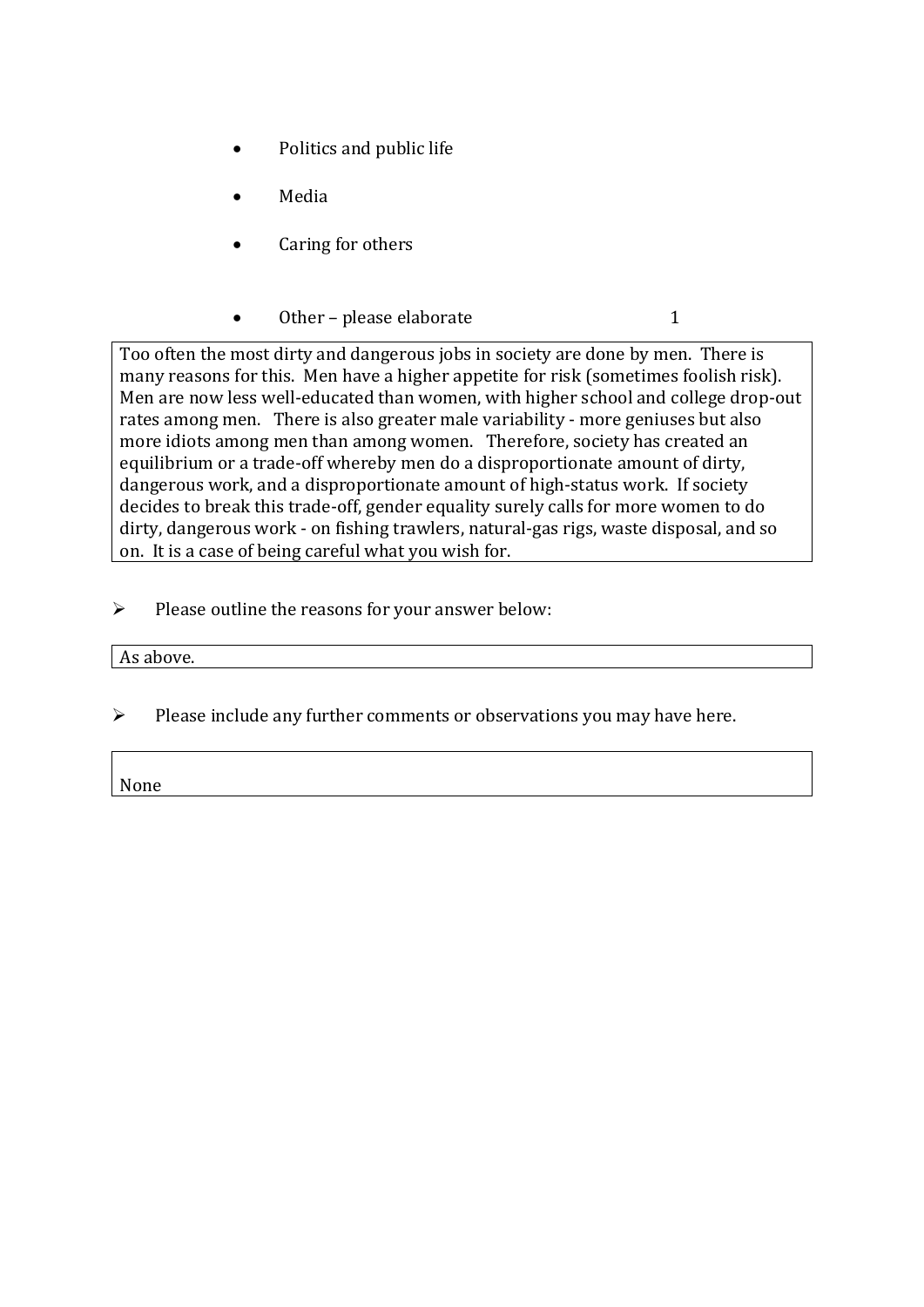- Politics and public life
- Media
- Caring for others
- Other – please elaborate 1

Too often the most dirty and dangerous jobs in society are done by men. There is many reasons for this. Men have a higher appetite for risk (sometimes foolish risk). Men are now less well-educated than women, with higher school and college drop-out rates among men. There is also greater male variability - more geniuses but also more idiots among men than among women. Therefore, society has created an equilibrium or a trade-off whereby men do a disproportionate amount of dirty, dangerous work, and a disproportionate amount of high-status work. If society decides to break this trade-off, gender equality surely calls for more women to do dirty, dangerous work - on fishing trawlers, natural-gas rigs, waste disposal, and so on. It is a case of being careful what you wish for.

> Please outline the reasons for your answer below:

As above.

> Please include any further comments or observations you may have here.

None